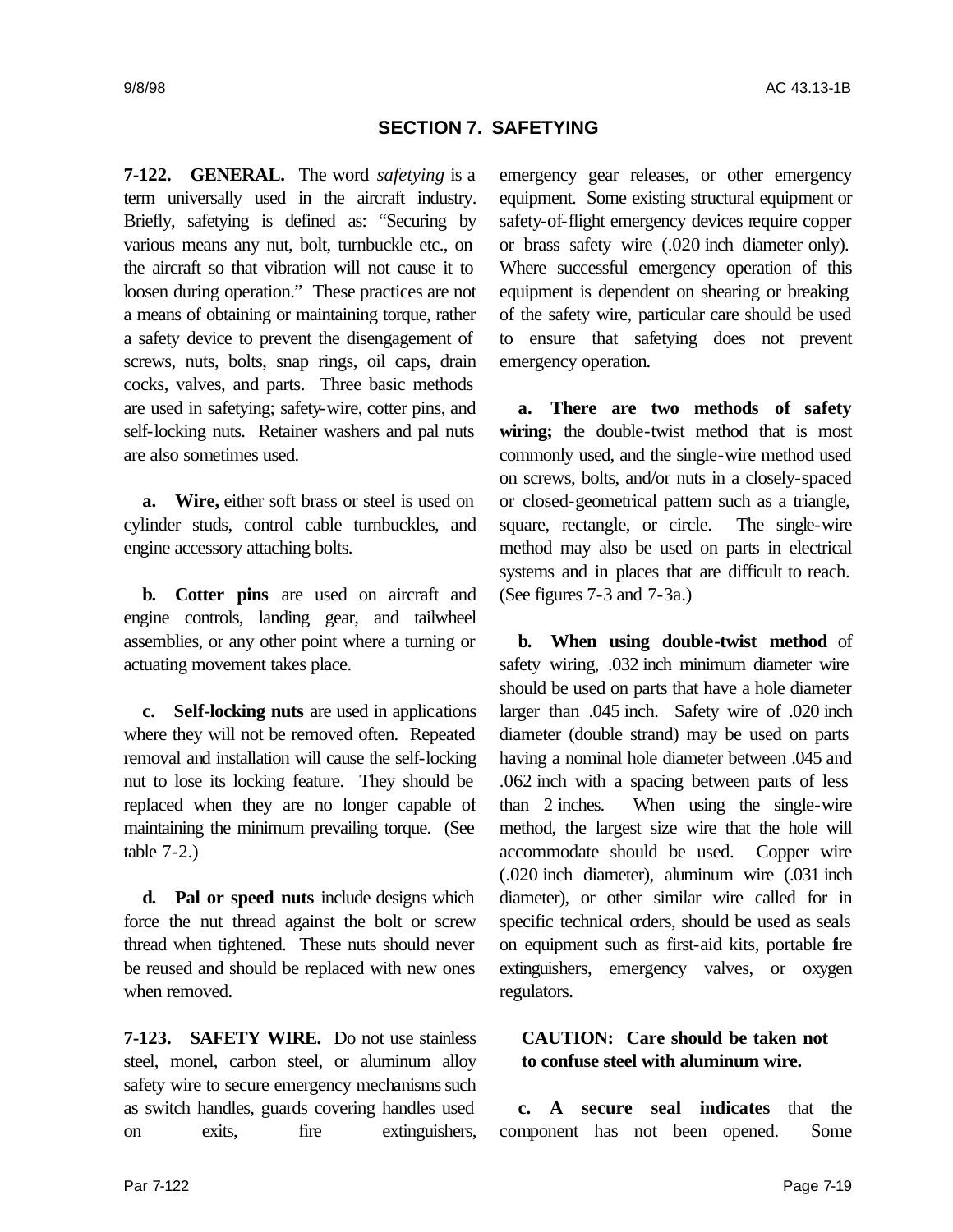## SECTION 7. SAFETYING

**7-122. GENERAL.** The word *safetying* is a term universally used in the aircraft industry. Briefly, safetying is defined as: "Securing by various means any nut, bolt, turnbuckle etc., on the aircraft so that vibration will not cause it to loosen during operation." These practices are not a means of obtaining or maintaining torque, rather a safety device to prevent the disengagement of screws, nuts, bolts, snap rings, oil caps, drain cocks, valves, and parts. Three basic methods are used in safetying; safety-wire, cotter pins, and self-locking nuts. Retainer washers and pal nuts are also sometimes used.

**a. Wire,** either soft brass or steel is used on cylinder studs, control cable turnbuckles, and engine accessory attaching bolts.

**b. Cotter pins** are used on aircraft and engine controls, landing gear, and tailwheel assemblies, or any other point where a turning or actuating movement takes place.

**c. Self-locking nuts** are used in applications where they will not be removed often. Repeated removal and installation will cause the self-locking nut to lose its locking feature. They should be replaced when they are no longer capable of maintaining the minimum prevailing torque. (See table 7-2.)

**d. Pal or speed nuts** include designs which force the nut thread against the bolt or screw thread when tightened. These nuts should never be reused and should be replaced with new ones when removed.

**7-123. SAFETY WIRE.** Do not use stainless steel, monel, carbon steel, or aluminum alloy safety wire to secure emergency mechanisms such as switch handles, guards covering handles used on exits, fire extinguishers, emergency gear releases, or other emergency equipment. Some existing structural equipment or safety-of-flight emergency devices require copper or brass safety wire (.020 inch diameter only). Where successful emergency operation of this equipment is dependent on shearing or breaking of the safety wire, particular care should be used to ensure that safetying does not prevent emergency operation.

**a. There are two methods of safety wiring;** the double-twist method that is most commonly used, and the single-wire method used on screws, bolts, and/or nuts in a closely-spaced or closed-geometrical pattern such as a triangle, square, rectangle, or circle. The single-wire method may also be used on parts in electrical systems and in places that are difficult to reach. (See figures 7-3 and 7-3a.)

**b. When using double-twist method** of safety wiring, .032 inch minimum diameter wire should be used on parts that have a hole diameter larger than .045 inch. Safety wire of .020 inch diameter (double strand) may be used on parts having a nominal hole diameter between .045 and .062 inch with a spacing between parts of less than 2 inches. When using the single-wire method, the largest size wire that the hole will accommodate should be used. Copper wire (.020 inch diameter), aluminum wire (.031 inch diameter), or other similar wire called for in specific technical orders, should be used as seals on equipment such as first-aid kits, portable fire extinguishers, emergency valves, or oxygen regulators.

**CAUTION: Care should be taken not to confuse steel with aluminum wire.**

**c. A secure seal indicates** that the component has not been opened. Some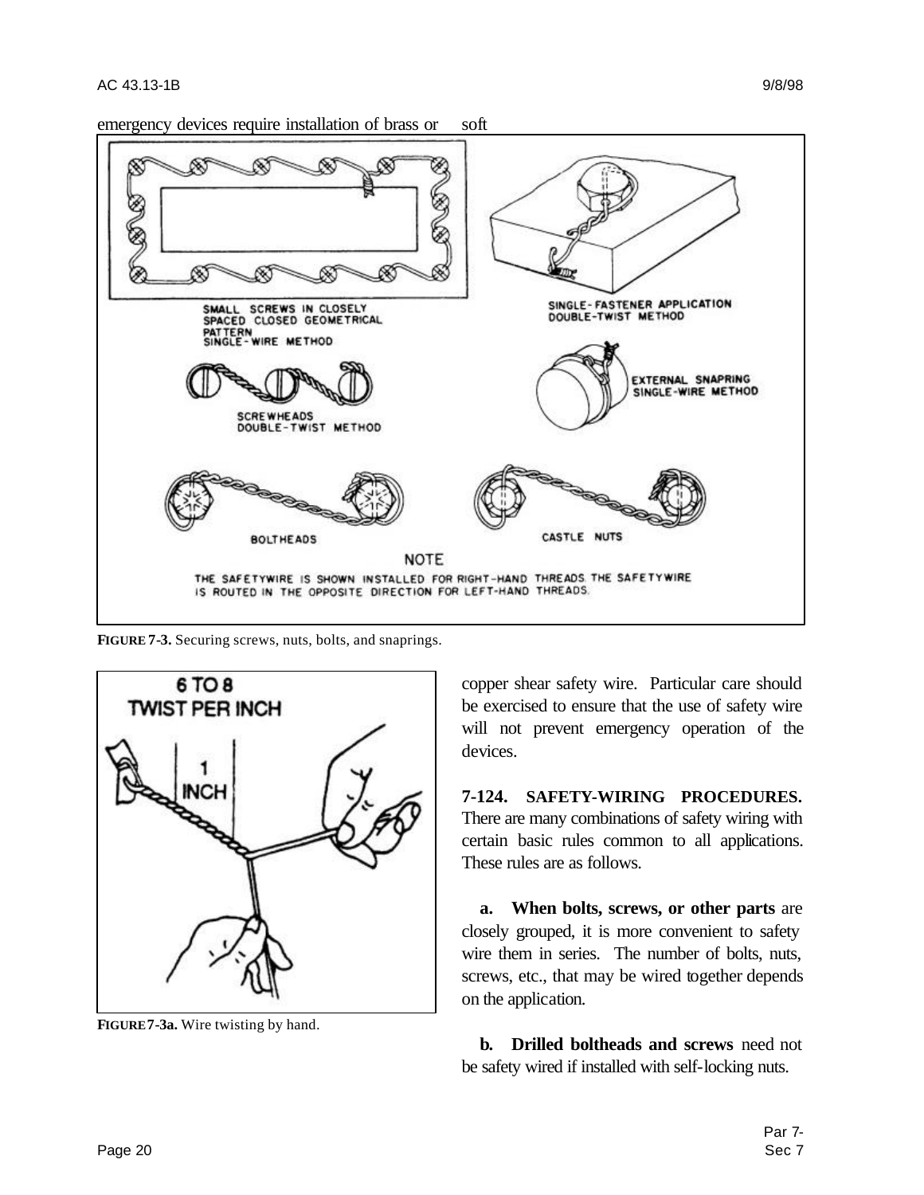emergency devices require installation of brass or soft copper shear safety wire. Particular care should be exercised to ensure that the use of safety wire will not prevent emergency operation of the devices.

**FIGURE 7-3.** Securing screws, nuts, bolts, and snaprings.

**FIGURE 7-3a.** Wire twisting by hand.

**7-124. SAFETY-WIRING PROCEDURES.** There are many combinations of safety wiring with certain basic rules common to all applications. These rules are as follows.

**a. When bolts, screws, or other parts** are closely grouped, it is more convenient to safety wire them in series. The number of bolts, nuts, screws, etc., that may be wired together depends on the application.

**b. Drilled boltheads and screws** need not be safety wired if installed with self-locking nuts.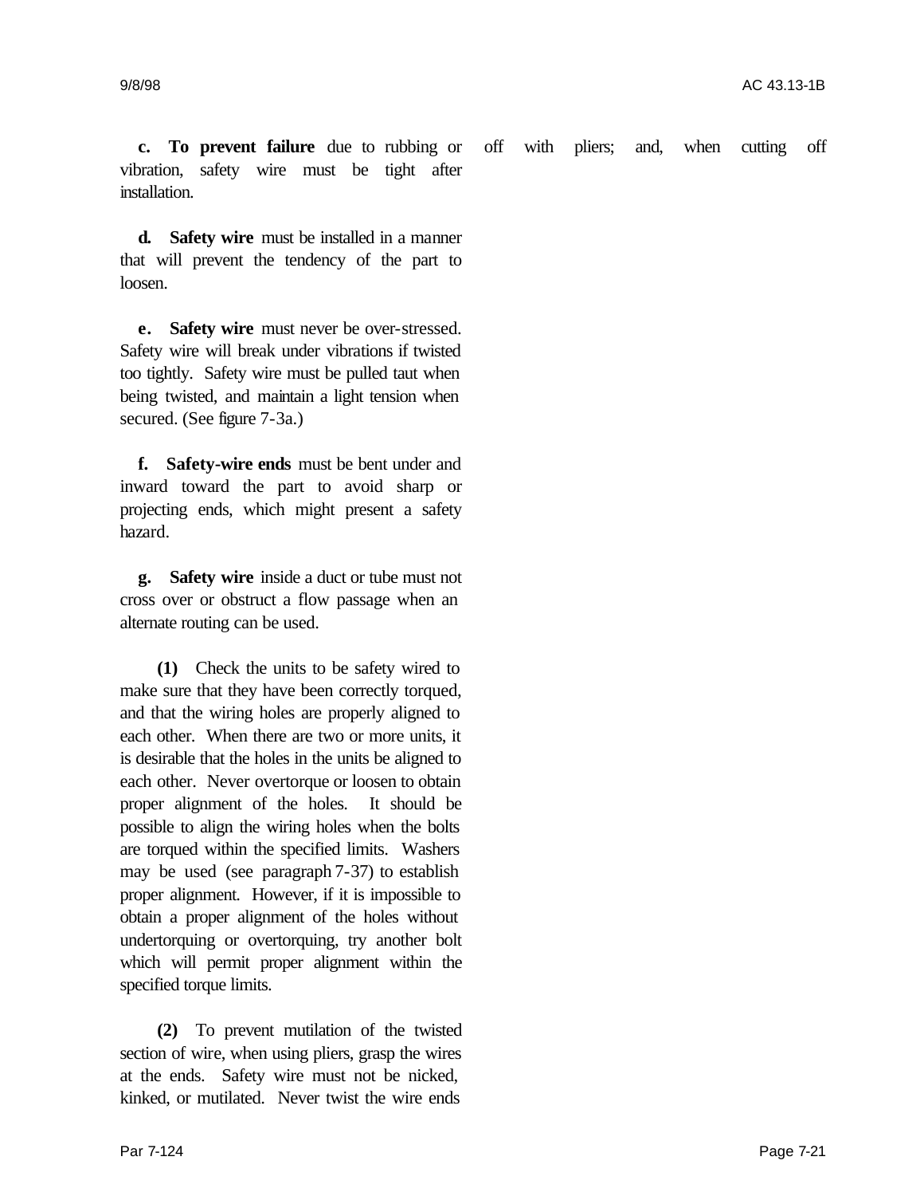**c. To prevent failure** due to rubbing or vibration, safety wire must be tight after installation.

**d. Safety wire** must be installed in a manner that will prevent the tendency of the part to loosen.

**e. Safety wire** must never be over-stressed. Safety wire will break under vibrations if twisted too tightly. Safety wire must be pulled taut when being twisted, and maintain a light tension when secured. (See figure 7-3a.)

**f. Safety-wire ends** must be bent under and inward toward the part to avoid sharp or projecting ends, which might present a safety hazard.

**g. Safety wire** inside a duct or tube must not cross over or obstruct a flow passage when an alternate routing can be used.

**(1)** Check the units to be safety wired to make sure that they have been correctly torqued, and that the wiring holes are properly aligned to each other. When there are two or more units, it is desirable that the holes in the units be aligned to each other. Never overtorque or loosen to obtain proper alignment of the holes. It should be possible to align the wiring holes when the bolts are torqued within the specified limits. Washers may be used (see paragraph 7-37) to establish proper alignment. However, if it is impossible to obtain a proper alignment of the holes without undertorquing or overtorquing, try another bolt which will permit proper alignment within the specified torque limits.

**(2)** To prevent mutilation of the twisted section of wire, when using pliers, grasp the wires at the ends. Safety wire must not be nicked, kinked, or mutilated. Never twist the wire ends off with pliers; and, when cutting off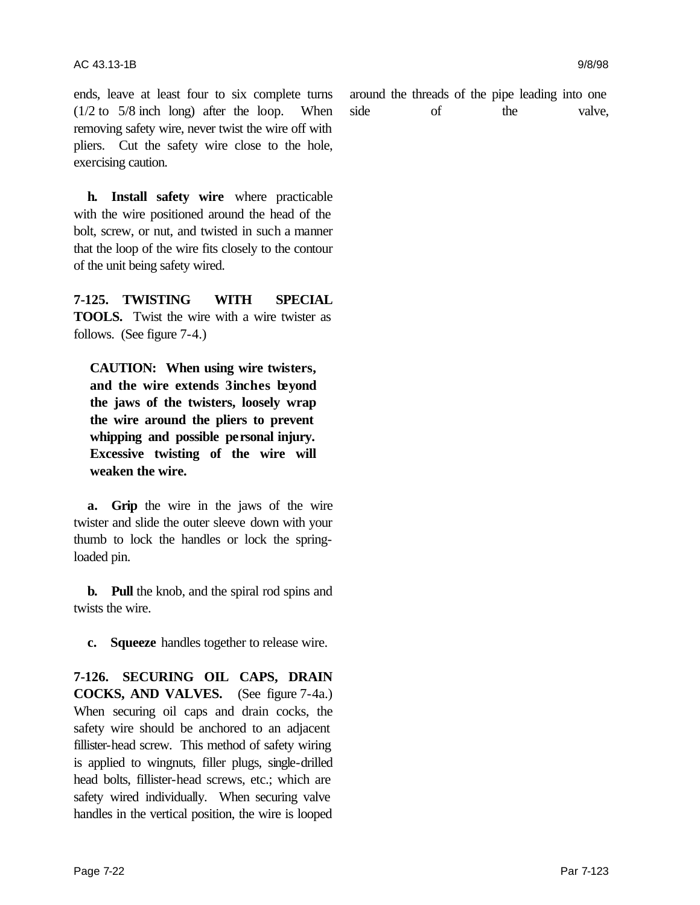ends, leave at least four to six complete turns (1/2 to 5/8 inch long) after the loop. When removing safety wire, never twist the wire off with pliers. Cut the safety wire close to the hole, exercising caution.

**h. Install safety wire** where practicable with the wire positioned around the head of the bolt, screw, or nut, and twisted in such a manner that the loop of the wire fits closely to the contour of the unit being safety wired.

**7-125. TWISTING WITH SPECIAL TOOLS.** Twist the wire with a wire twister as follows. (See figure 7-4.)

**CAUTION: When using wire twisters, and the wire extends 3 inches beyond the jaws of the twisters, loosely wrap the wire around the pliers to prevent whipping and possible personal injury. Excessive twisting of the wire will weaken the wire.**

**a. Grip** the wire in the jaws of the wire twister and slide the outer sleeve down with your thumb to lock the handles or lock the spring-loaded pin.

**b. Pull** the knob, and the spiral rod spins and twists the wire.

**c. Squeeze** handles together to release wire.

**7-126. SECURING OIL CAPS, DRAIN COCKS, AND VALVES.** (See figure 7-4a.) When securing oil caps and drain cocks, the safety wire should be anchored to an adjacent fillister-head screw. This method of safety wiring is applied to wingnuts, filler plugs, single-drilled head bolts, fillister-head screws, etc.; which are safety wired individually. When securing valve handles in the vertical position, the wire is looped around the threads of the pipe leading into one side of the valve,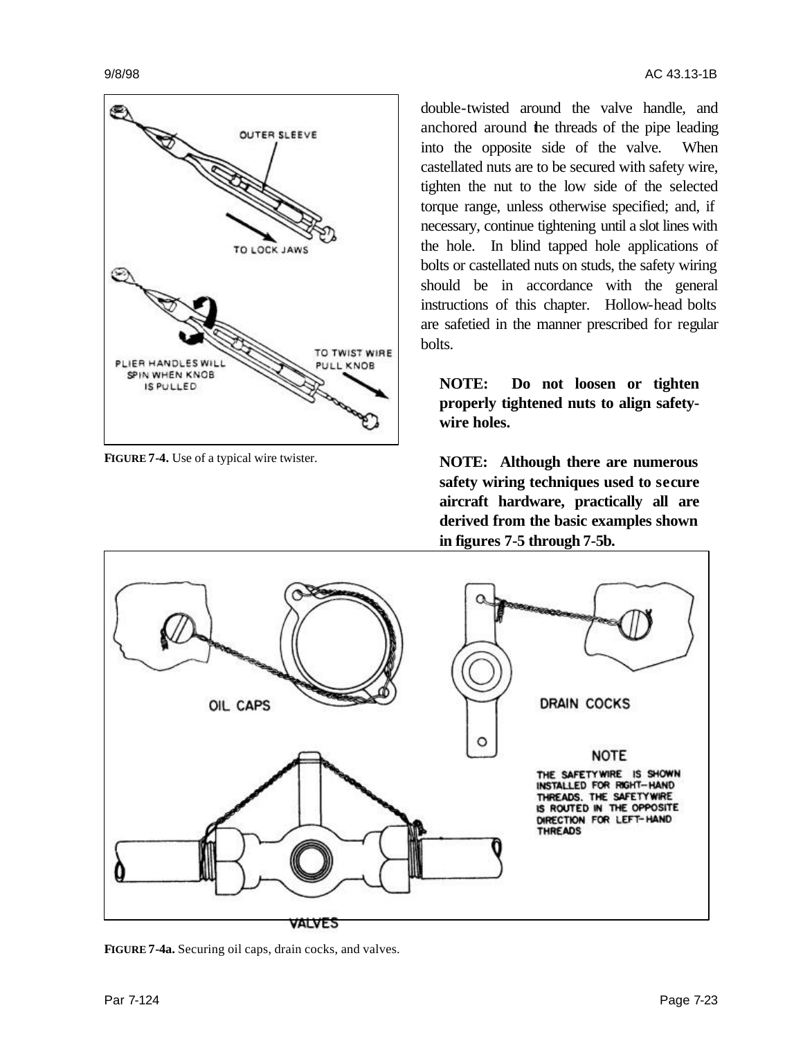FIGURE 7-4. Use of a typical wire twister.

double-twisted around the valve handle, and anchored around the threads of the pipe leading into the opposite side of the valve. When castellated nuts are to be secured with safety wire, tighten the nut to the low side of the selected torque range, unless otherwise specified; and, if necessary, continue tightening until a slot lines with the hole. In blind tapped hole applications of bolts or castellated nuts on studs, the safety wiring should be in accordance with the general instructions of this chapter. Hollow-head bolts are safetied in the manner prescribed for regular bolts.

**NOTE: Do not loosen or tighten properly tightened nuts to align safety-wire holes.**

**NOTE: Although there are numerous safety wiring techniques used to secure aircraft hardware, practically all are derived from the basic examples shown in figures 7-5 through 7-5b.**

FIGURE 7-4a. Securing oil caps, drain cocks, and valves.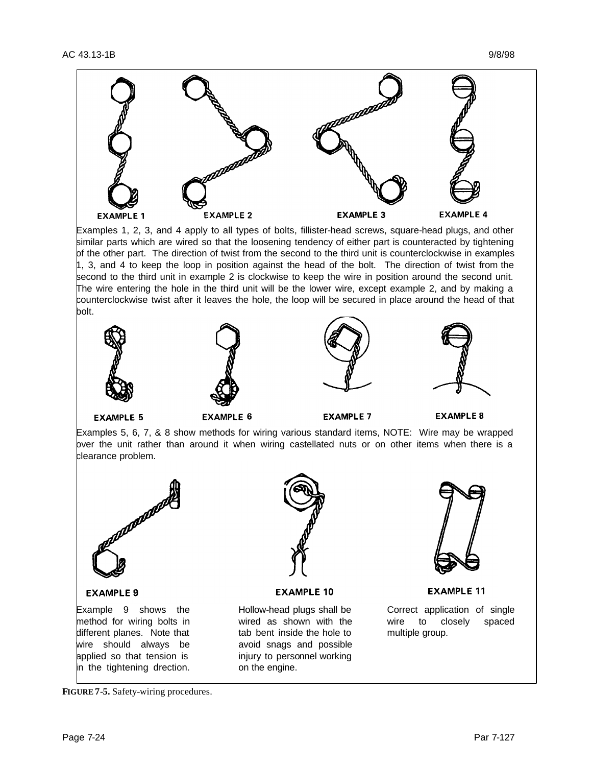EXAMPLE 1 EXAMPLE 2 EXAMPLE 3 EXAMPLE 4

Examples 1, 2, 3, and 4 apply to all types of bolts, fillister-head screws, square-head plugs, and other similar parts which are wired so that the loosening tendency of either part is counteracted by tightening of the other part. The direction of twist from the second to the third unit is counterclockwise in examples 1, 3, and 4 to keep the loop in position against the head of the bolt. The direction of twist from the second to the third unit in example 2 is clockwise to keep the wire in position around the second unit. The wire entering the hole in the third unit will be the lower wire, except example 2, and by making a counterclockwise twist after it leaves the hole, the loop will be secured in place around the head of that bolt.

EXAMPLE 5 EXAMPLE 6 EXAMPLE 7 EXAMPLE 8

Examples 5, 6, 7, & 8 show methods for wiring various standard items, NOTE: Wire may be wrapped over the unit rather than around it when wiring castellated nuts or on other items when there is a clearance problem.

EXAMPLE 9

Example 9 shows the method for wiring bolts in different planes. Note that wire should always be applied so that tension is in the tightening drection.

EXAMPLE 10

Hollow-head plugs shall be wired as shown with the tab bent inside the hole to avoid snags and possible injury to personnel working on the engine.

EXAMPLE 11

Correct application of single wire to closely spaced multiple group.

**FIGURE 7-5.** Safety-wiring procedures.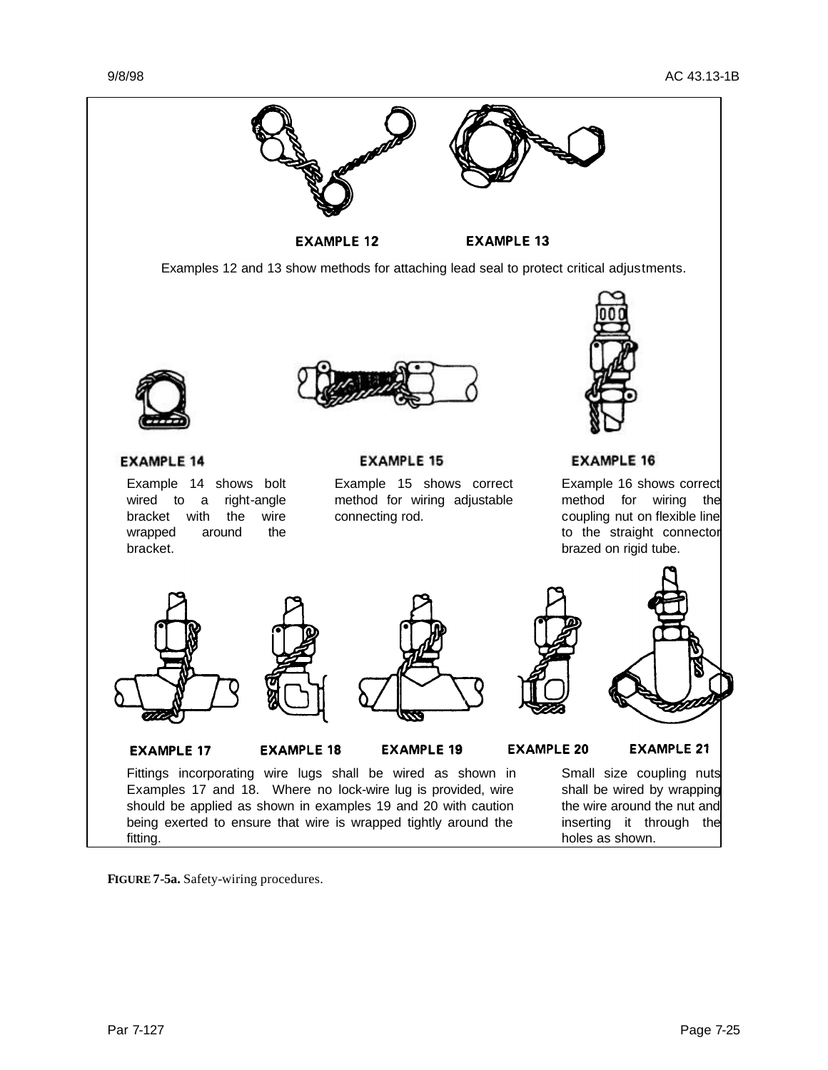EXAMPLE 12 EXAMPLE 13

Examples 12 and 13 show methods for attaching lead seal to protect critical adjustments.

EXAMPLE 14

Example 14 shows bolt wired to a right-angle bracket with the wire wrapped around the bracket.

EXAMPLE 15

Example 15 shows correct method for wiring adjustable connecting rod.

EXAMPLE 16

Example 16 shows correct method for wiring the coupling nut on flexible line to the straight connector brazed on rigid tube.

EXAMPLE 17 EXAMPLE 18 EXAMPLE 19 EXAMPLE 20 EXAMPLE 21

Fittings incorporating wire lugs shall be wired as shown in Examples 17 and 18. Where no lock-wire lug is provided, wire should be applied as shown in examples 19 and 20 with caution being exerted to ensure that wire is wrapped tightly around the fitting.

Small size coupling nuts shall be wired by wrapping the wire around the nut and inserting it through the holes as shown.

**FIGURE 7-5a.** Safety-wiring procedures.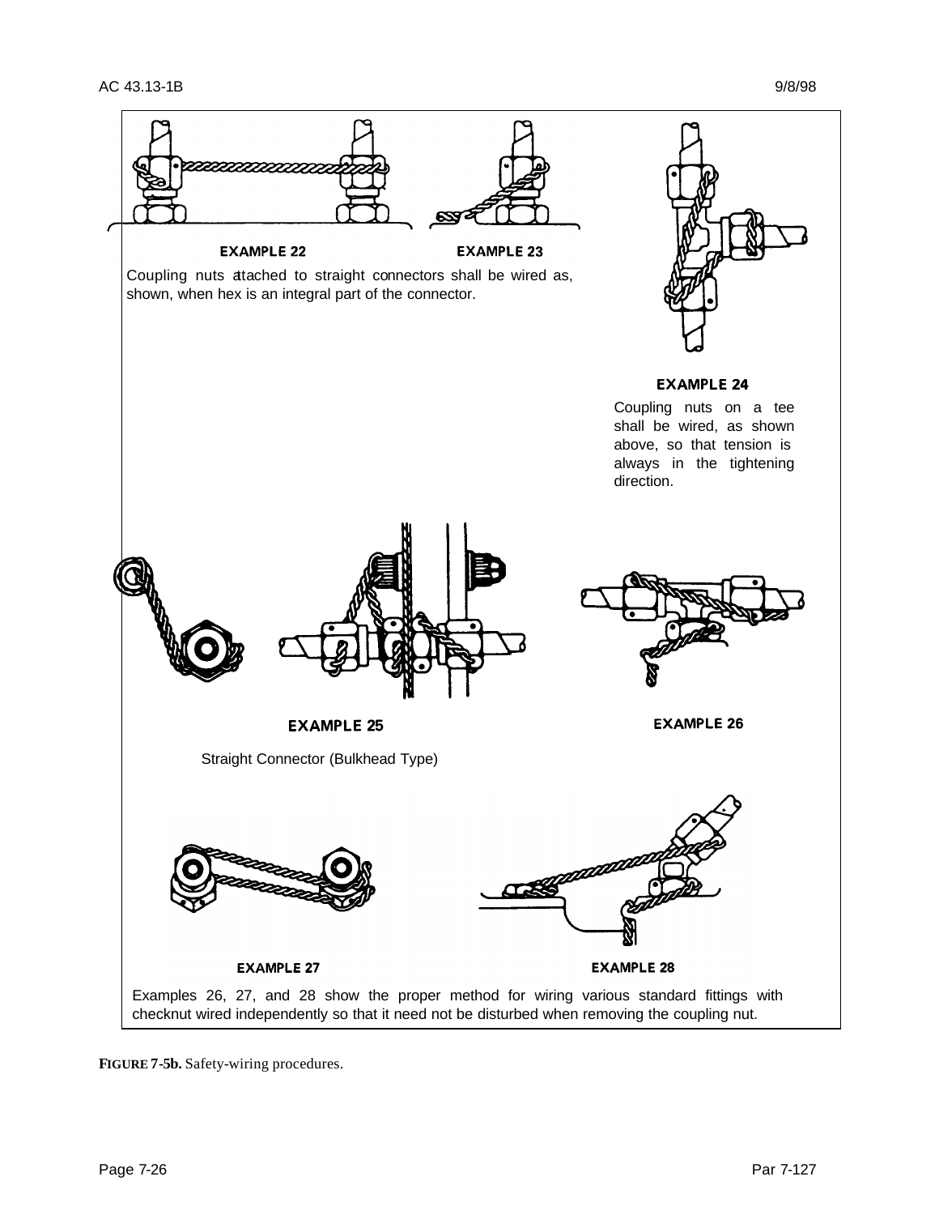**EXAMPLE 22**

**EXAMPLE 23**

Coupling nuts attached to straight connectors shall be wired as, shown, when hex is an integral part of the connector.

**EXAMPLE 24**

Coupling nuts on a tee shall be wired, as shown above, so that tension is always in the tightening direction.

**EXAMPLE 25**

Straight Connector (Bulkhead Type)

**EXAMPLE 26**

**EXAMPLE 27**

**EXAMPLE 28**

Examples 26, 27, and 28 show the proper method for wiring various standard fittings with checknut wired independently so that it need not be disturbed when removing the coupling nut.

**FIGURE 7-5b.** Safety-wiring procedures.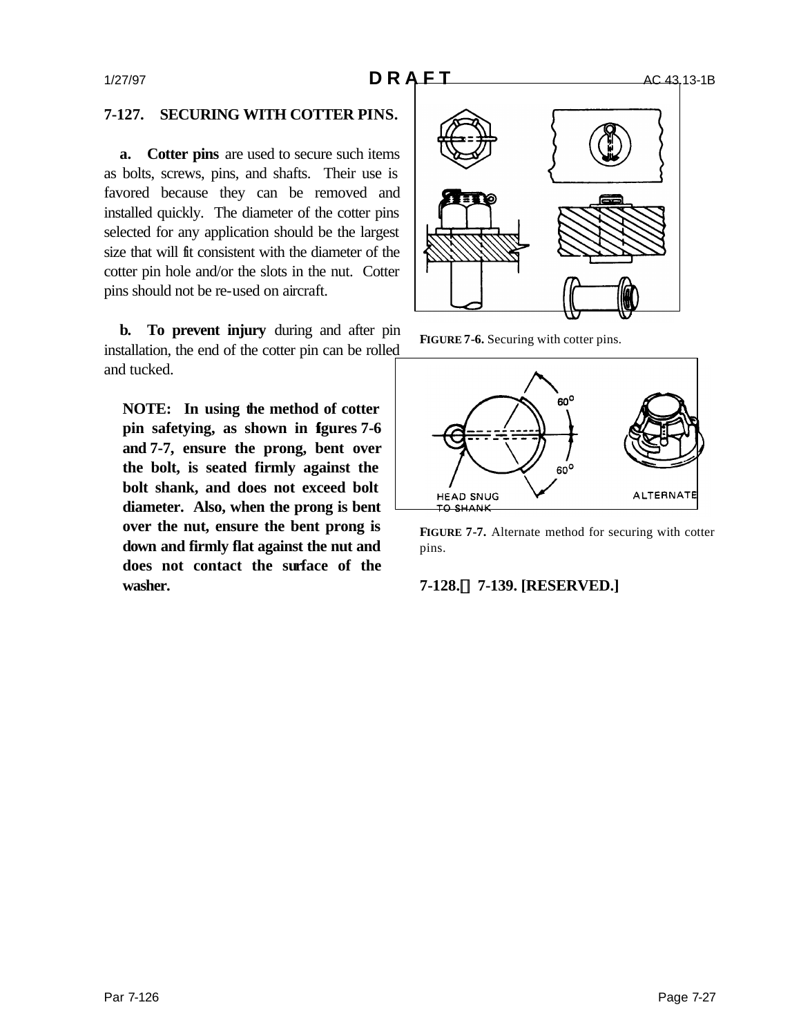### 7-127. SECURING WITH COTTER PINS.

**a. Cotter pins** are used to secure such items as bolts, screws, pins, and shafts. Their use is favored because they can be removed and installed quickly. The diameter of the cotter pins selected for any application should be the largest size that will fit consistent with the diameter of the cotter pin hole and/or the slots in the nut. Cotter pins should not be re-used on aircraft.

**b. To prevent injury** during and after pin installation, the end of the cotter pin can be rolled and tucked.

> **NOTE: In using the method of cotter pin safetying, as shown in figures 7-6 and 7-7, ensure the prong, bent over the bolt, is seated firmly against the bolt shank, and does not exceed bolt diameter. Also, when the prong is bent over the nut, ensure the bent prong is down and firmly flat against the nut and does not contact the surface of the washer.**

**FIGURE 7-6.** Securing with cotter pins.

60°

60°

HEAD SNUG TO SHANK

ALTERNATE

**FIGURE 7-7.** Alternate method for securing with cotter pins.

### 7-128.–7-139. [RESERVED.]